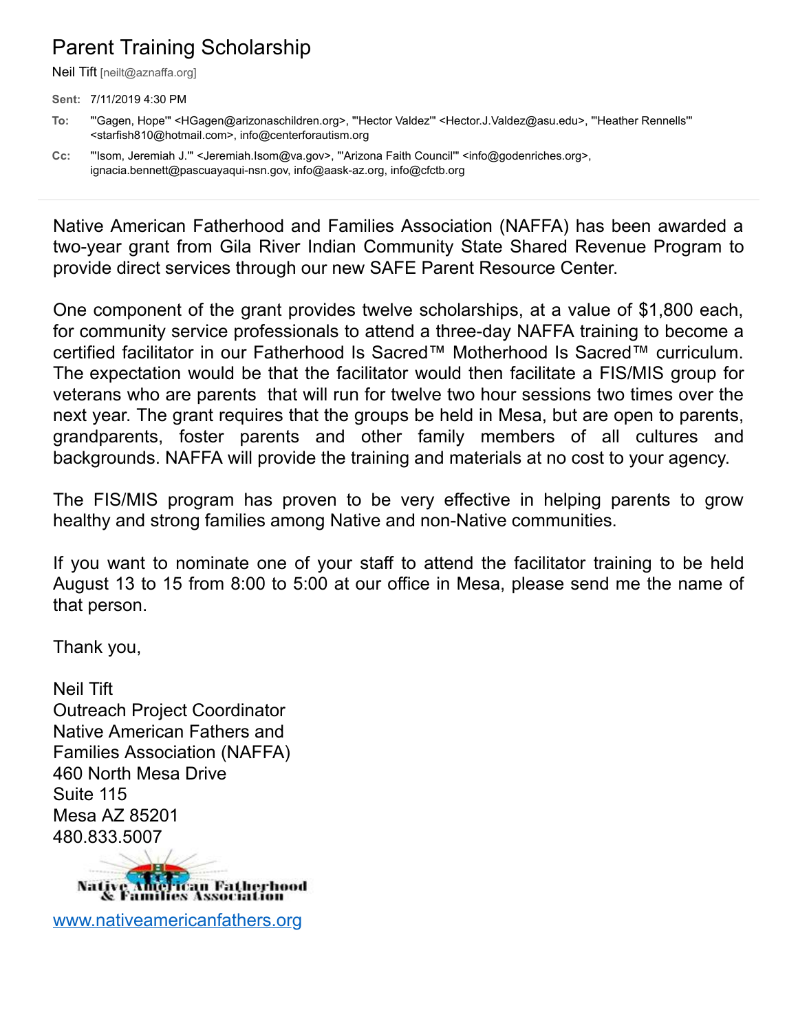# Parent Training Scholarship

Neil Tift [neilt@aznaffa.org]

**Sent:** 7/11/2019 4:30 PM

**To:** "'Gagen, Hope'" <HGagen@arizonaschildren.org>, "'Hector Valdez'" <Hector.J.Valdez@asu.edu>, "'Heather Rennells'" <starfish810@hotmail.com>, info@centerforautism.org

**Cc:** "'Isom, Jeremiah J.'" <Jeremiah.Isom@va.gov>, "'Arizona Faith Council'" <info@godenriches.org>, ignacia.bennett@pascuayaqui-nsn.gov, info@aask-az.org, info@cfctb.org

---

Native American Fatherhood and Families Association (NAFFA) has been awarded a two-year grant from Gila River Indian Community State Shared Revenue Program to provide direct services through our new SAFE Parent Resource Center.

One component of the grant provides twelve scholarships, at a value of $1,800 each, for community service professionals to attend a three-day NAFFA training to become a certified facilitator in our Fatherhood Is Sacred™ Motherhood Is Sacred™ curriculum. The expectation would be that the facilitator would then facilitate a FIS/MIS group for veterans who are parents that will run for twelve two hour sessions two times over the next year. The grant requires that the groups be held in Mesa, but are open to parents, grandparents, foster parents and other family members of all cultures and backgrounds. NAFFA will provide the training and materials at no cost to your agency.

The FIS/MIS program has proven to be very effective in helping parents to grow healthy and strong families among Native and non-Native communities.

If you want to nominate one of your staff to attend the facilitator training to be held August 13 to 15 from 8:00 to 5:00 at our office in Mesa, please send me the name of that person.

Thank you,

Neil Tift
Outreach Project Coordinator
Native American Fathers and
Families Association (NAFFA)
460 North Mesa Drive
Suite 115
Mesa AZ 85201
480.833.5007

Native American Fatherhood & Families Association

www.nativeamericanfathers.org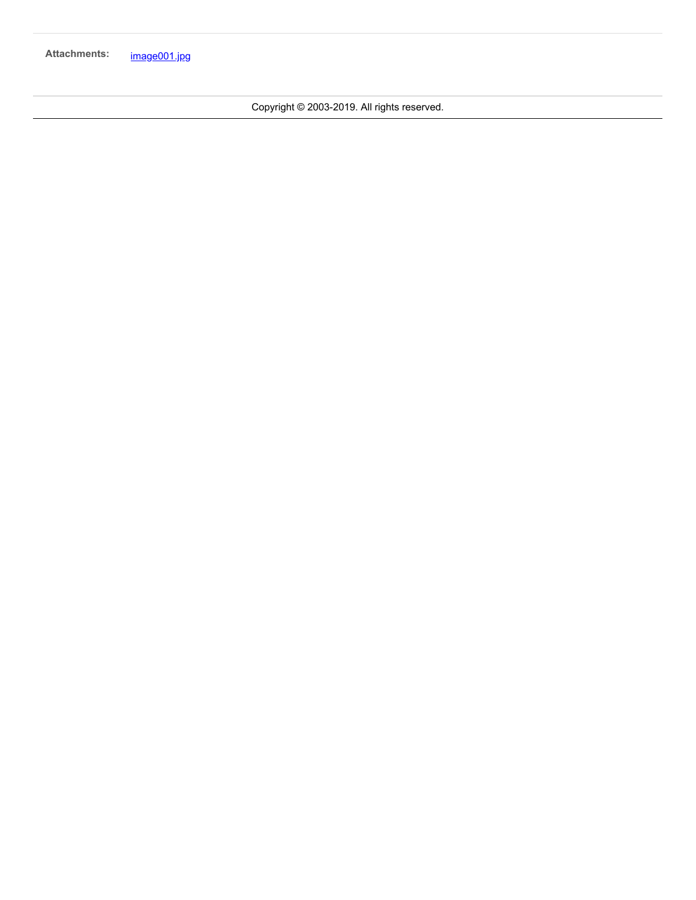**Attachments:** image001.jpg

Copyright © 2003-2019. All rights reserved.